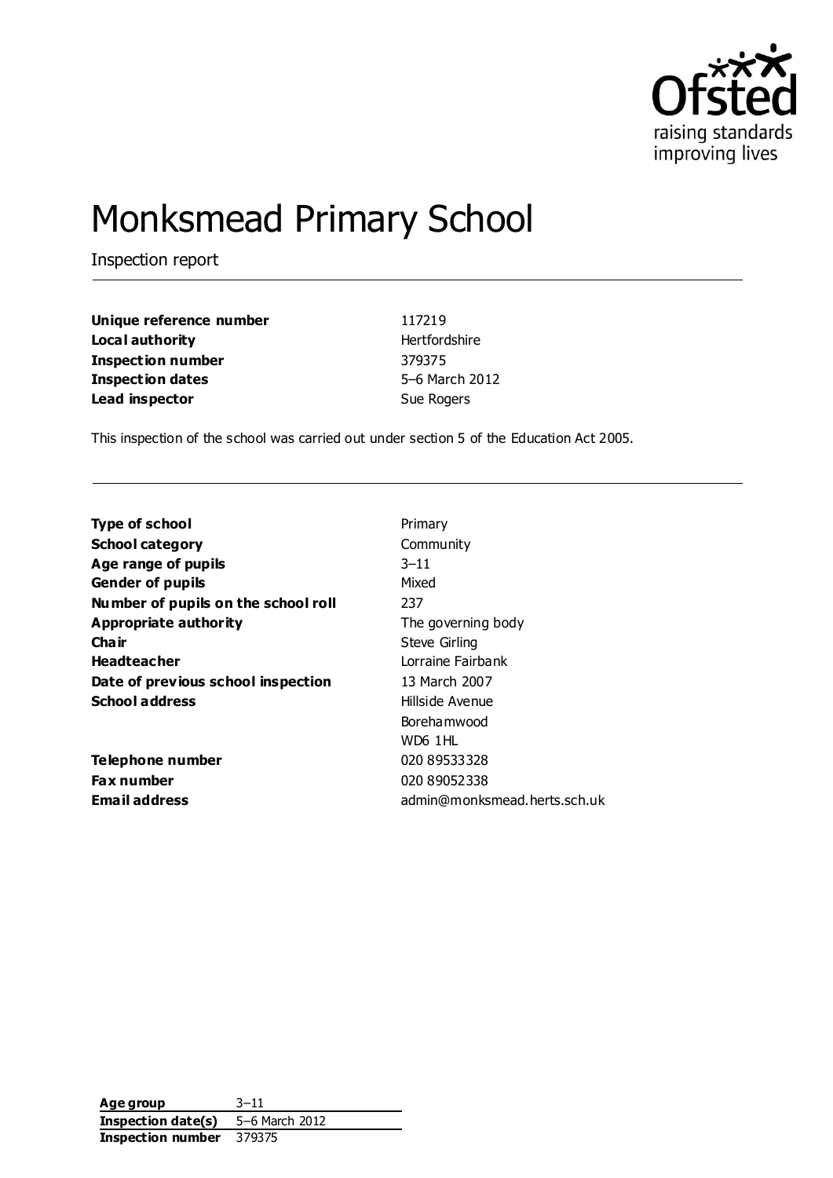# Monksmead Primary School

Inspection report

| | |
|---|---|
| **Unique reference number** | 117219 |
| **Local authority** | Hertfordshire |
| **Inspection number** | 379375 |
| **Inspection dates** | 5–6 March 2012 |
| **Lead inspector** | Sue Rogers |

This inspection of the school was carried out under section 5 of the Education Act 2005.

| | |
|---|---|
| **Type of school** | Primary |
| **School category** | Community |
| **Age range of pupils** | 3–11 |
| **Gender of pupils** | Mixed |
| **Number of pupils on the school roll** | 237 |
| **Appropriate authority** | The governing body |
| **Chair** | Steve Girling |
| **Headteacher** | Lorraine Fairbank |
| **Date of previous school inspection** | 13 March 2007 |
| **School address** | Hillside Avenue<br>Borehamwood<br>WD6 1HL |
| **Telephone number** | 020 89533328 |
| **Fax number** | 020 89052338 |
| **Email address** | admin@monksmead.herts.sch.uk |

| | |
|---|---|
| **Age group** | 3–11 |
| **Inspection date(s)** | 5–6 March 2012 |
| **Inspection number** | 379375 |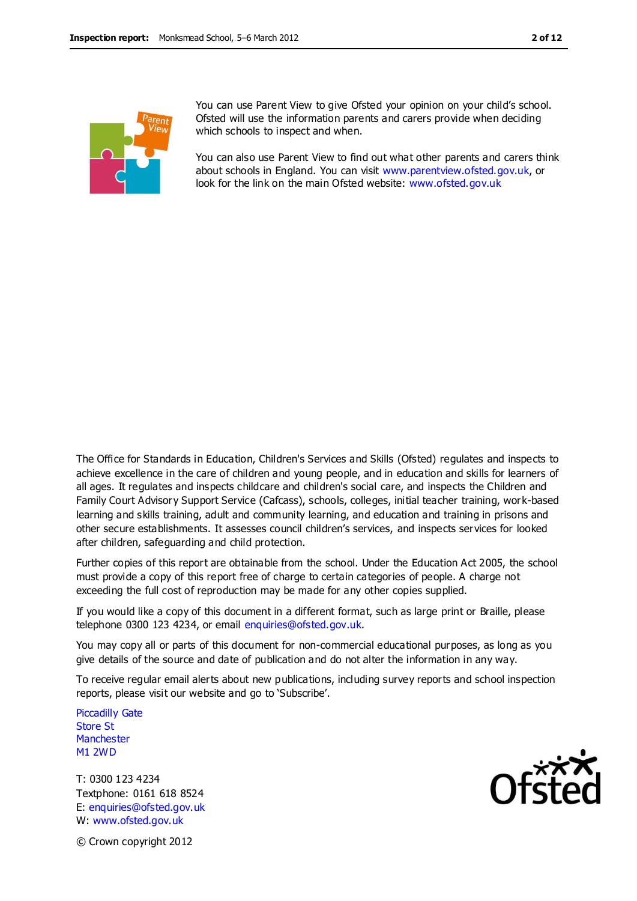You can use Parent View to give Ofsted your opinion on your child's school. Ofsted will use the information parents and carers provide when deciding which schools to inspect and when.

You can also use Parent View to find out what other parents and carers think about schools in England. You can visit www.parentview.ofsted.gov.uk, or look for the link on the main Ofsted website: www.ofsted.gov.uk

The Office for Standards in Education, Children's Services and Skills (Ofsted) regulates and inspects to achieve excellence in the care of children and young people, and in education and skills for learners of all ages. It regulates and inspects childcare and children's social care, and inspects the Children and Family Court Advisory Support Service (Cafcass), schools, colleges, initial teacher training, work-based learning and skills training, adult and community learning, and education and training in prisons and other secure establishments. It assesses council children's services, and inspects services for looked after children, safeguarding and child protection.

Further copies of this report are obtainable from the school. Under the Education Act 2005, the school must provide a copy of this report free of charge to certain categories of people. A charge not exceeding the full cost of reproduction may be made for any other copies supplied.

If you would like a copy of this document in a different format, such as large print or Braille, please telephone 0300 123 4234, or email enquiries@ofsted.gov.uk.

You may copy all or parts of this document for non-commercial educational purposes, as long as you give details of the source and date of publication and do not alter the information in any way.

To receive regular email alerts about new publications, including survey reports and school inspection reports, please visit our website and go to 'Subscribe'.

Piccadilly Gate
Store St
Manchester
M1 2WD

T: 0300 123 4234
Textphone: 0161 618 8524
E: enquiries@ofsted.gov.uk
W: www.ofsted.gov.uk

© Crown copyright 2012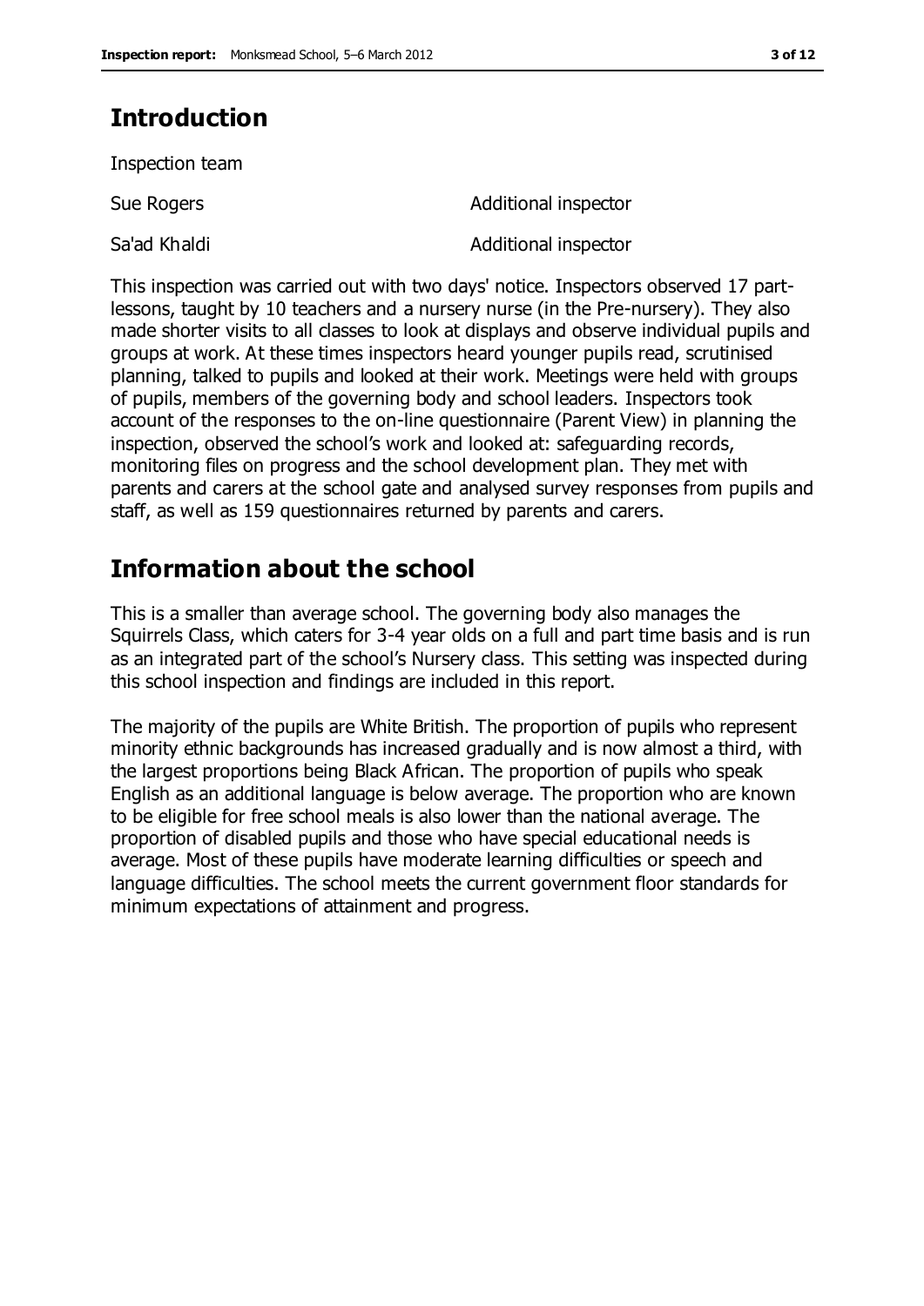## Introduction

Inspection team

| | |
|---|---|
| Sue Rogers | Additional inspector |
| Sa'ad Khaldi | Additional inspector |

This inspection was carried out with two days' notice. Inspectors observed 17 part-lessons, taught by 10 teachers and a nursery nurse (in the Pre-nursery). They also made shorter visits to all classes to look at displays and observe individual pupils and groups at work. At these times inspectors heard younger pupils read, scrutinised planning, talked to pupils and looked at their work. Meetings were held with groups of pupils, members of the governing body and school leaders. Inspectors took account of the responses to the on-line questionnaire (Parent View) in planning the inspection, observed the school's work and looked at: safeguarding records, monitoring files on progress and the school development plan. They met with parents and carers at the school gate and analysed survey responses from pupils and staff, as well as 159 questionnaires returned by parents and carers.

## Information about the school

This is a smaller than average school. The governing body also manages the Squirrels Class, which caters for 3-4 year olds on a full and part time basis and is run as an integrated part of the school's Nursery class. This setting was inspected during this school inspection and findings are included in this report.

The majority of the pupils are White British. The proportion of pupils who represent minority ethnic backgrounds has increased gradually and is now almost a third, with the largest proportions being Black African. The proportion of pupils who speak English as an additional language is below average. The proportion who are known to be eligible for free school meals is also lower than the national average. The proportion of disabled pupils and those who have special educational needs is average. Most of these pupils have moderate learning difficulties or speech and language difficulties. The school meets the current government floor standards for minimum expectations of attainment and progress.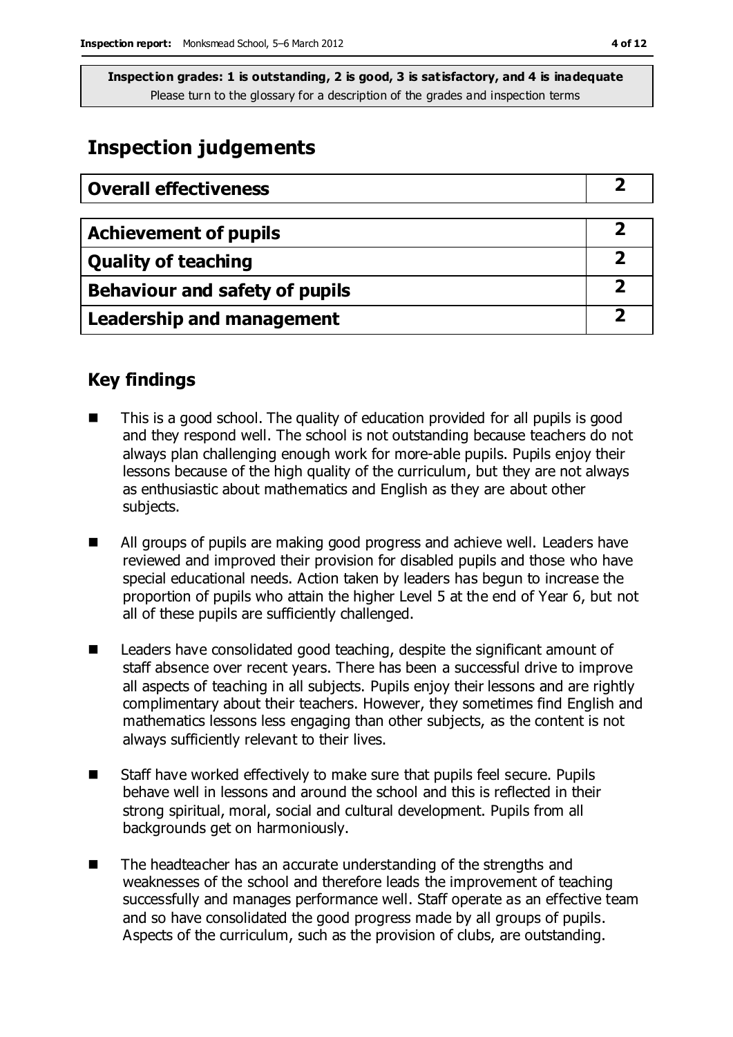**Inspection grades: 1 is outstanding, 2 is good, 3 is satisfactory, and 4 is inadequate**
Please turn to the glossary for a description of the grades and inspection terms

# Inspection judgements

| Overall effectiveness | 2 |
| --- | --- |

| Achievement of pupils | 2 |
| --- | --- |
| Quality of teaching | 2 |
| Behaviour and safety of pupils | 2 |
| Leadership and management | 2 |

## Key findings

- This is a good school. The quality of education provided for all pupils is good and they respond well. The school is not outstanding because teachers do not always plan challenging enough work for more-able pupils. Pupils enjoy their lessons because of the high quality of the curriculum, but they are not always as enthusiastic about mathematics and English as they are about other subjects.
- All groups of pupils are making good progress and achieve well. Leaders have reviewed and improved their provision for disabled pupils and those who have special educational needs. Action taken by leaders has begun to increase the proportion of pupils who attain the higher Level 5 at the end of Year 6, but not all of these pupils are sufficiently challenged.
- Leaders have consolidated good teaching, despite the significant amount of staff absence over recent years. There has been a successful drive to improve all aspects of teaching in all subjects. Pupils enjoy their lessons and are rightly complimentary about their teachers. However, they sometimes find English and mathematics lessons less engaging than other subjects, as the content is not always sufficiently relevant to their lives.
- Staff have worked effectively to make sure that pupils feel secure. Pupils behave well in lessons and around the school and this is reflected in their strong spiritual, moral, social and cultural development. Pupils from all backgrounds get on harmoniously.
- The headteacher has an accurate understanding of the strengths and weaknesses of the school and therefore leads the improvement of teaching successfully and manages performance well. Staff operate as an effective team and so have consolidated the good progress made by all groups of pupils. Aspects of the curriculum, such as the provision of clubs, are outstanding.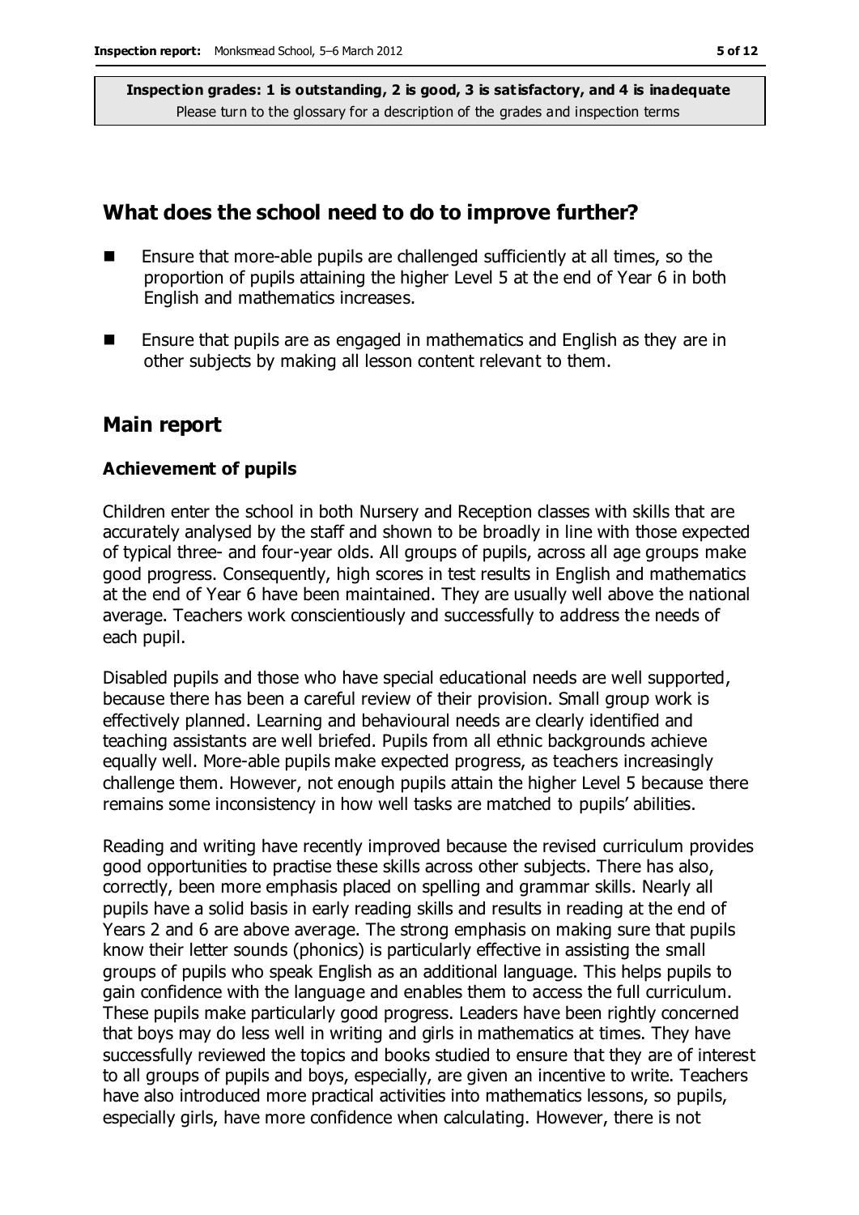**Inspection grades: 1 is outstanding, 2 is good, 3 is satisfactory, and 4 is inadequate**
Please turn to the glossary for a description of the grades and inspection terms

## What does the school need to do to improve further?

- Ensure that more-able pupils are challenged sufficiently at all times, so the proportion of pupils attaining the higher Level 5 at the end of Year 6 in both English and mathematics increases.
- Ensure that pupils are as engaged in mathematics and English as they are in other subjects by making all lesson content relevant to them.

## Main report

### Achievement of pupils

Children enter the school in both Nursery and Reception classes with skills that are accurately analysed by the staff and shown to be broadly in line with those expected of typical three- and four-year olds. All groups of pupils, across all age groups make good progress. Consequently, high scores in test results in English and mathematics at the end of Year 6 have been maintained. They are usually well above the national average. Teachers work conscientiously and successfully to address the needs of each pupil.

Disabled pupils and those who have special educational needs are well supported, because there has been a careful review of their provision. Small group work is effectively planned. Learning and behavioural needs are clearly identified and teaching assistants are well briefed. Pupils from all ethnic backgrounds achieve equally well. More-able pupils make expected progress, as teachers increasingly challenge them. However, not enough pupils attain the higher Level 5 because there remains some inconsistency in how well tasks are matched to pupils' abilities.

Reading and writing have recently improved because the revised curriculum provides good opportunities to practise these skills across other subjects. There has also, correctly, been more emphasis placed on spelling and grammar skills. Nearly all pupils have a solid basis in early reading skills and results in reading at the end of Years 2 and 6 are above average. The strong emphasis on making sure that pupils know their letter sounds (phonics) is particularly effective in assisting the small groups of pupils who speak English as an additional language. This helps pupils to gain confidence with the language and enables them to access the full curriculum. These pupils make particularly good progress. Leaders have been rightly concerned that boys may do less well in writing and girls in mathematics at times. They have successfully reviewed the topics and books studied to ensure that they are of interest to all groups of pupils and boys, especially, are given an incentive to write. Teachers have also introduced more practical activities into mathematics lessons, so pupils, especially girls, have more confidence when calculating. However, there is not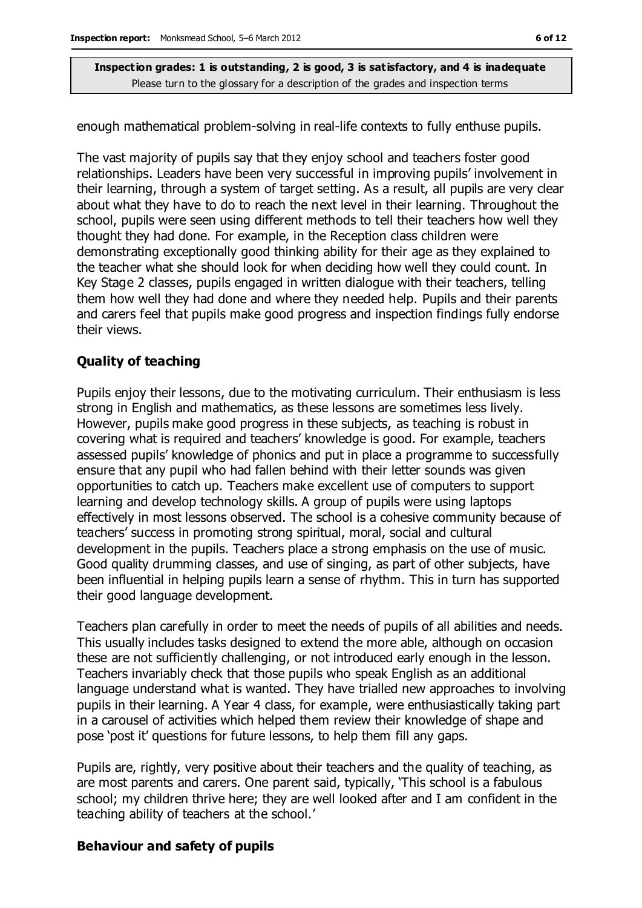enough mathematical problem-solving in real-life contexts to fully enthuse pupils.

The vast majority of pupils say that they enjoy school and teachers foster good relationships. Leaders have been very successful in improving pupils' involvement in their learning, through a system of target setting. As a result, all pupils are very clear about what they have to do to reach the next level in their learning. Throughout the school, pupils were seen using different methods to tell their teachers how well they thought they had done. For example, in the Reception class children were demonstrating exceptionally good thinking ability for their age as they explained to the teacher what she should look for when deciding how well they could count. In Key Stage 2 classes, pupils engaged in written dialogue with their teachers, telling them how well they had done and where they needed help. Pupils and their parents and carers feel that pupils make good progress and inspection findings fully endorse their views.

### Quality of teaching

Pupils enjoy their lessons, due to the motivating curriculum. Their enthusiasm is less strong in English and mathematics, as these lessons are sometimes less lively. However, pupils make good progress in these subjects, as teaching is robust in covering what is required and teachers' knowledge is good. For example, teachers assessed pupils' knowledge of phonics and put in place a programme to successfully ensure that any pupil who had fallen behind with their letter sounds was given opportunities to catch up. Teachers make excellent use of computers to support learning and develop technology skills. A group of pupils were using laptops effectively in most lessons observed. The school is a cohesive community because of teachers' success in promoting strong spiritual, moral, social and cultural development in the pupils. Teachers place a strong emphasis on the use of music. Good quality drumming classes, and use of singing, as part of other subjects, have been influential in helping pupils learn a sense of rhythm. This in turn has supported their good language development.

Teachers plan carefully in order to meet the needs of pupils of all abilities and needs. This usually includes tasks designed to extend the more able, although on occasion these are not sufficiently challenging, or not introduced early enough in the lesson. Teachers invariably check that those pupils who speak English as an additional language understand what is wanted. They have trialled new approaches to involving pupils in their learning. A Year 4 class, for example, were enthusiastically taking part in a carousel of activities which helped them review their knowledge of shape and pose 'post it' questions for future lessons, to help them fill any gaps.

Pupils are, rightly, very positive about their teachers and the quality of teaching, as are most parents and carers. One parent said, typically, 'This school is a fabulous school; my children thrive here; they are well looked after and I am confident in the teaching ability of teachers at the school.'

### Behaviour and safety of pupils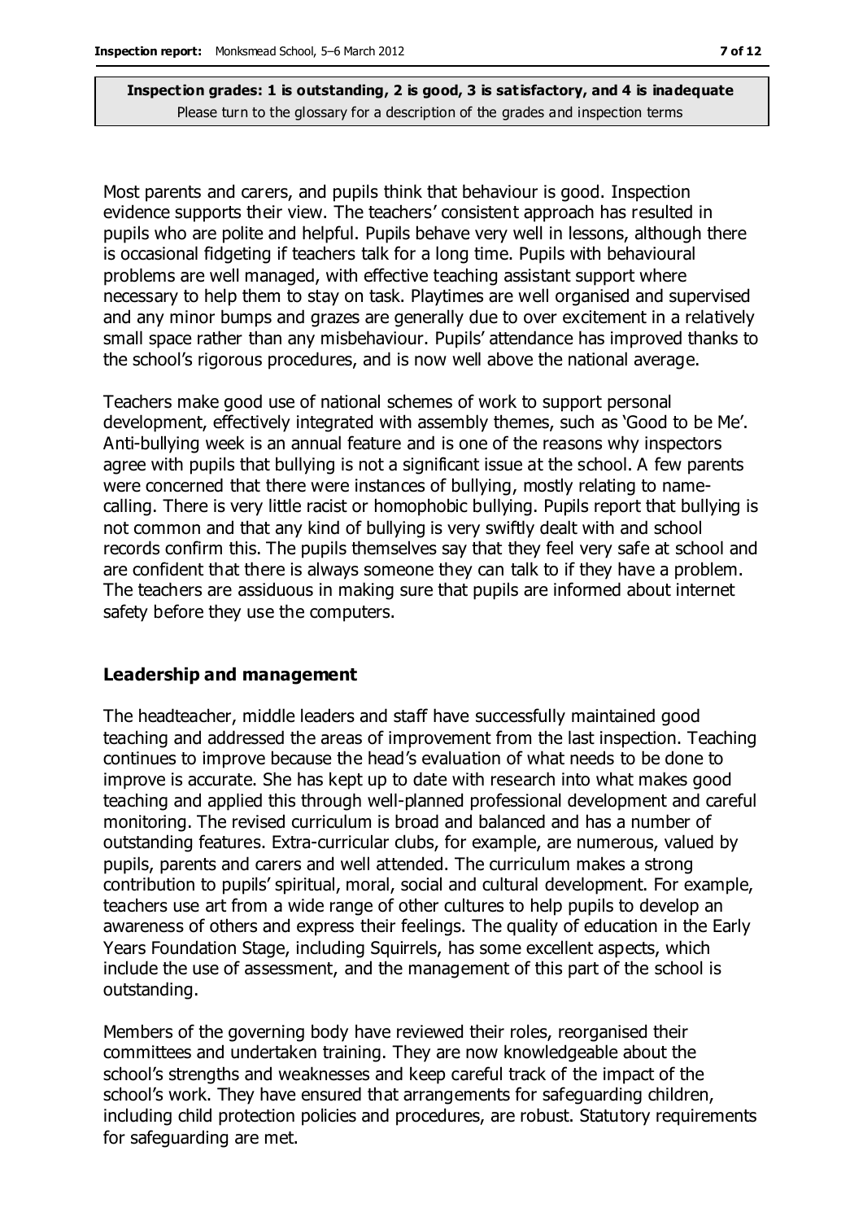**Inspection grades: 1 is outstanding, 2 is good, 3 is satisfactory, and 4 is inadequate**
Please turn to the glossary for a description of the grades and inspection terms

Most parents and carers, and pupils think that behaviour is good. Inspection evidence supports their view. The teachers' consistent approach has resulted in pupils who are polite and helpful. Pupils behave very well in lessons, although there is occasional fidgeting if teachers talk for a long time. Pupils with behavioural problems are well managed, with effective teaching assistant support where necessary to help them to stay on task. Playtimes are well organised and supervised and any minor bumps and grazes are generally due to over excitement in a relatively small space rather than any misbehaviour. Pupils' attendance has improved thanks to the school's rigorous procedures, and is now well above the national average.

Teachers make good use of national schemes of work to support personal development, effectively integrated with assembly themes, such as 'Good to be Me'. Anti-bullying week is an annual feature and is one of the reasons why inspectors agree with pupils that bullying is not a significant issue at the school. A few parents were concerned that there were instances of bullying, mostly relating to name-calling. There is very little racist or homophobic bullying. Pupils report that bullying is not common and that any kind of bullying is very swiftly dealt with and school records confirm this. The pupils themselves say that they feel very safe at school and are confident that there is always someone they can talk to if they have a problem. The teachers are assiduous in making sure that pupils are informed about internet safety before they use the computers.

### Leadership and management

The headteacher, middle leaders and staff have successfully maintained good teaching and addressed the areas of improvement from the last inspection. Teaching continues to improve because the head's evaluation of what needs to be done to improve is accurate. She has kept up to date with research into what makes good teaching and applied this through well-planned professional development and careful monitoring. The revised curriculum is broad and balanced and has a number of outstanding features. Extra-curricular clubs, for example, are numerous, valued by pupils, parents and carers and well attended. The curriculum makes a strong contribution to pupils' spiritual, moral, social and cultural development. For example, teachers use art from a wide range of other cultures to help pupils to develop an awareness of others and express their feelings. The quality of education in the Early Years Foundation Stage, including Squirrels, has some excellent aspects, which include the use of assessment, and the management of this part of the school is outstanding.

Members of the governing body have reviewed their roles, reorganised their committees and undertaken training. They are now knowledgeable about the school's strengths and weaknesses and keep careful track of the impact of the school's work. They have ensured that arrangements for safeguarding children, including child protection policies and procedures, are robust. Statutory requirements for safeguarding are met.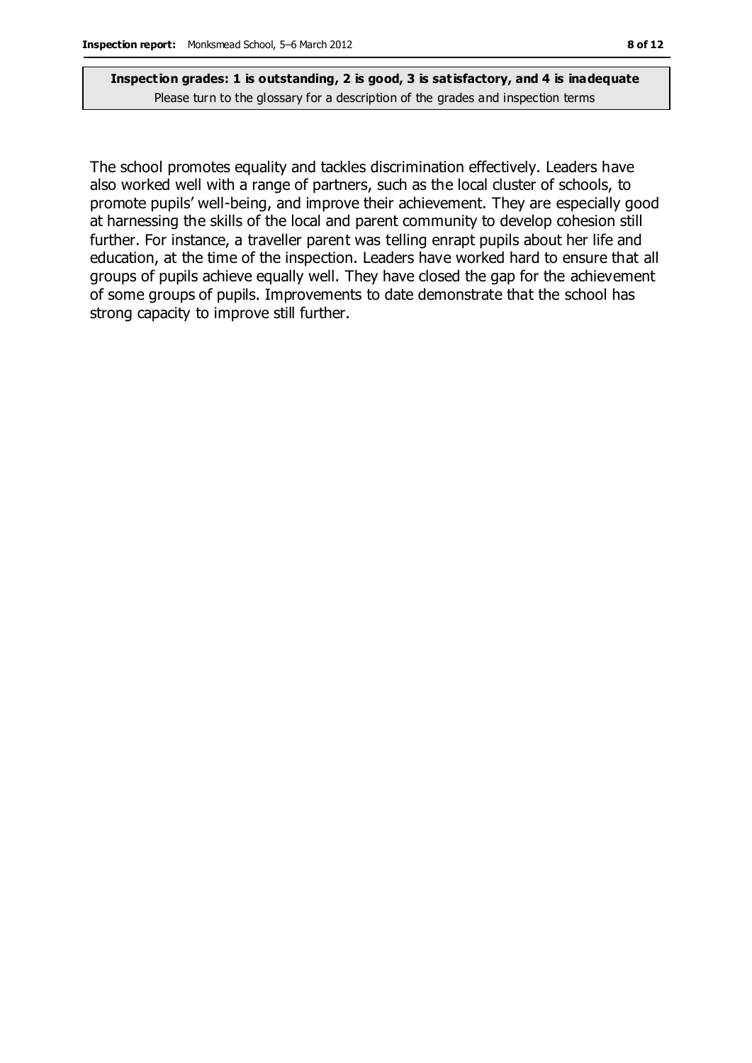**Inspection grades: 1 is outstanding, 2 is good, 3 is satisfactory, and 4 is inadequate**
Please turn to the glossary for a description of the grades and inspection terms

The school promotes equality and tackles discrimination effectively. Leaders have also worked well with a range of partners, such as the local cluster of schools, to promote pupils' well-being, and improve their achievement. They are especially good at harnessing the skills of the local and parent community to develop cohesion still further. For instance, a traveller parent was telling enrapt pupils about her life and education, at the time of the inspection. Leaders have worked hard to ensure that all groups of pupils achieve equally well. They have closed the gap for the achievement of some groups of pupils. Improvements to date demonstrate that the school has strong capacity to improve still further.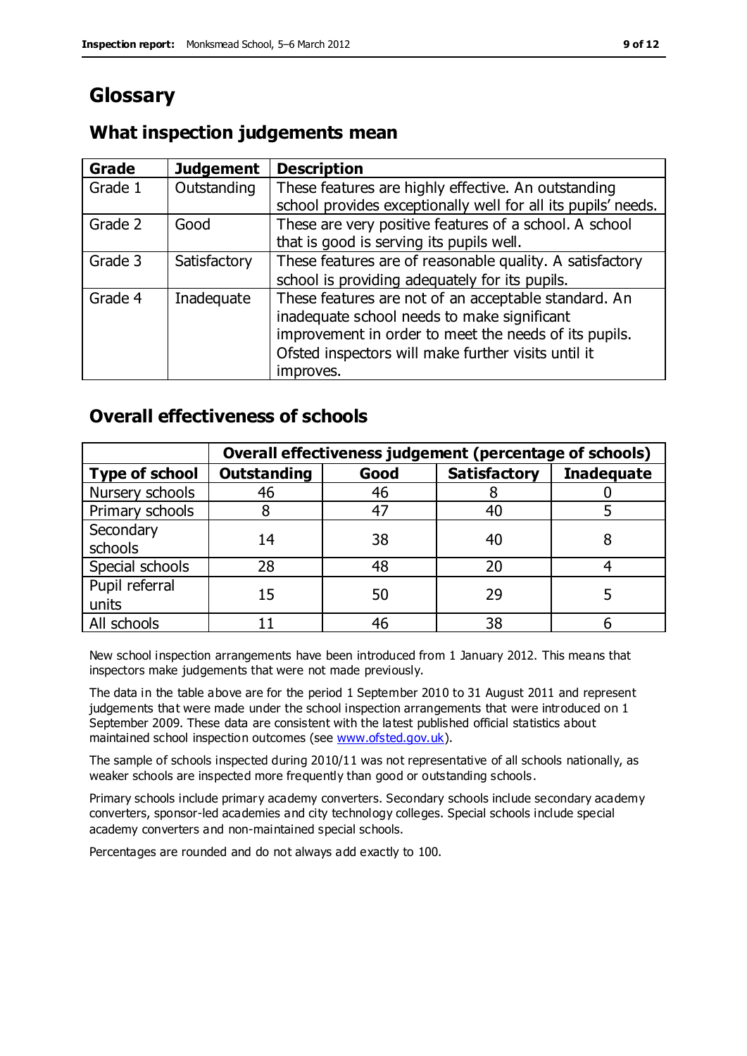# Glossary

## What inspection judgements mean

| Grade | Judgement | Description |
| --- | --- | --- |
| Grade 1 | Outstanding | These features are highly effective. An outstanding school provides exceptionally well for all its pupils' needs. |
| Grade 2 | Good | These are very positive features of a school. A school that is good is serving its pupils well. |
| Grade 3 | Satisfactory | These features are of reasonable quality. A satisfactory school is providing adequately for its pupils. |
| Grade 4 | Inadequate | These features are not of an acceptable standard. An inadequate school needs to make significant improvement in order to meet the needs of its pupils. Ofsted inspectors will make further visits until it improves. |

## Overall effectiveness of schools

| | Overall effectiveness judgement (percentage of schools) | | | |
| --- | --- | --- | --- | --- |
| **Type of school** | **Outstanding** | **Good** | **Satisfactory** | **Inadequate** |
| Nursery schools | 46 | 46 | 8 | 0 |
| Primary schools | 8 | 47 | 40 | 5 |
| Secondary schools | 14 | 38 | 40 | 8 |
| Special schools | 28 | 48 | 20 | 4 |
| Pupil referral units | 15 | 50 | 29 | 5 |
| All schools | 11 | 46 | 38 | 6 |

New school inspection arrangements have been introduced from 1 January 2012. This means that inspectors make judgements that were not made previously.

The data in the table above are for the period 1 September 2010 to 31 August 2011 and represent judgements that were made under the school inspection arrangements that were introduced on 1 September 2009. These data are consistent with the latest published official statistics about maintained school inspection outcomes (see www.ofsted.gov.uk).

The sample of schools inspected during 2010/11 was not representative of all schools nationally, as weaker schools are inspected more frequently than good or outstanding schools.

Primary schools include primary academy converters. Secondary schools include secondary academy converters, sponsor-led academies and city technology colleges. Special schools include special academy converters and non-maintained special schools.

Percentages are rounded and do not always add exactly to 100.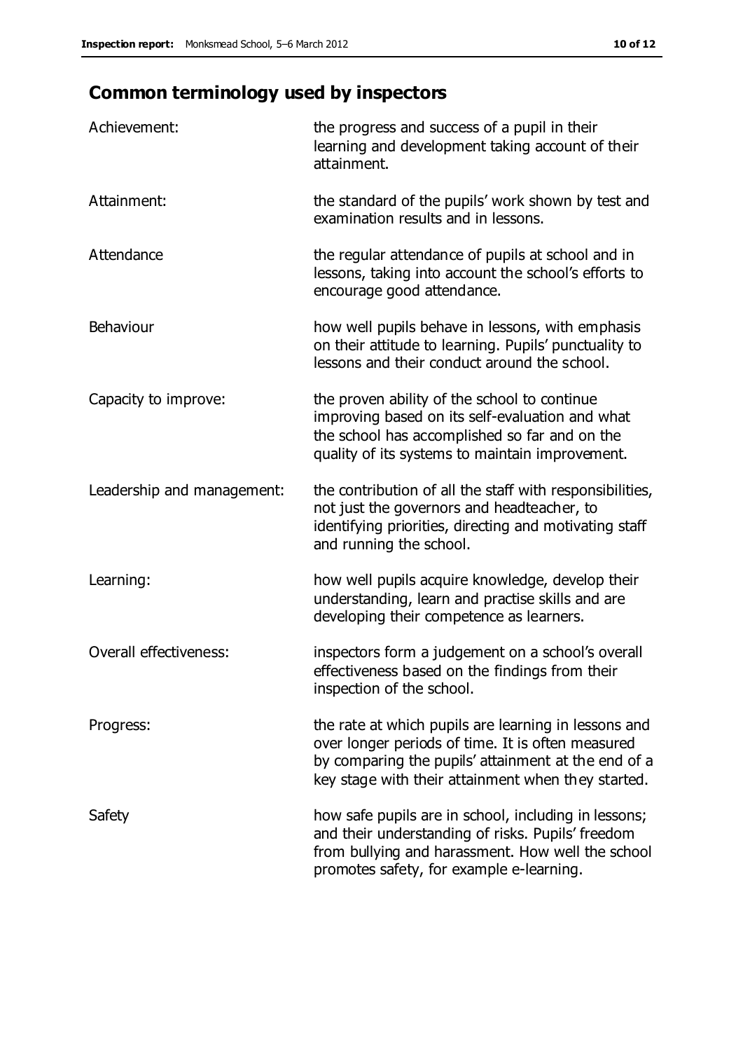## Common terminology used by inspectors

| | |
|---|---|
| Achievement: | the progress and success of a pupil in their learning and development taking account of their attainment. |
| Attainment: | the standard of the pupils' work shown by test and examination results and in lessons. |
| Attendance | the regular attendance of pupils at school and in lessons, taking into account the school's efforts to encourage good attendance. |
| Behaviour | how well pupils behave in lessons, with emphasis on their attitude to learning. Pupils' punctuality to lessons and their conduct around the school. |
| Capacity to improve: | the proven ability of the school to continue improving based on its self-evaluation and what the school has accomplished so far and on the quality of its systems to maintain improvement. |
| Leadership and management: | the contribution of all the staff with responsibilities, not just the governors and headteacher, to identifying priorities, directing and motivating staff and running the school. |
| Learning: | how well pupils acquire knowledge, develop their understanding, learn and practise skills and are developing their competence as learners. |
| Overall effectiveness: | inspectors form a judgement on a school's overall effectiveness based on the findings from their inspection of the school. |
| Progress: | the rate at which pupils are learning in lessons and over longer periods of time. It is often measured by comparing the pupils' attainment at the end of a key stage with their attainment when they started. |
| Safety | how safe pupils are in school, including in lessons; and their understanding of risks. Pupils' freedom from bullying and harassment. How well the school promotes safety, for example e-learning. |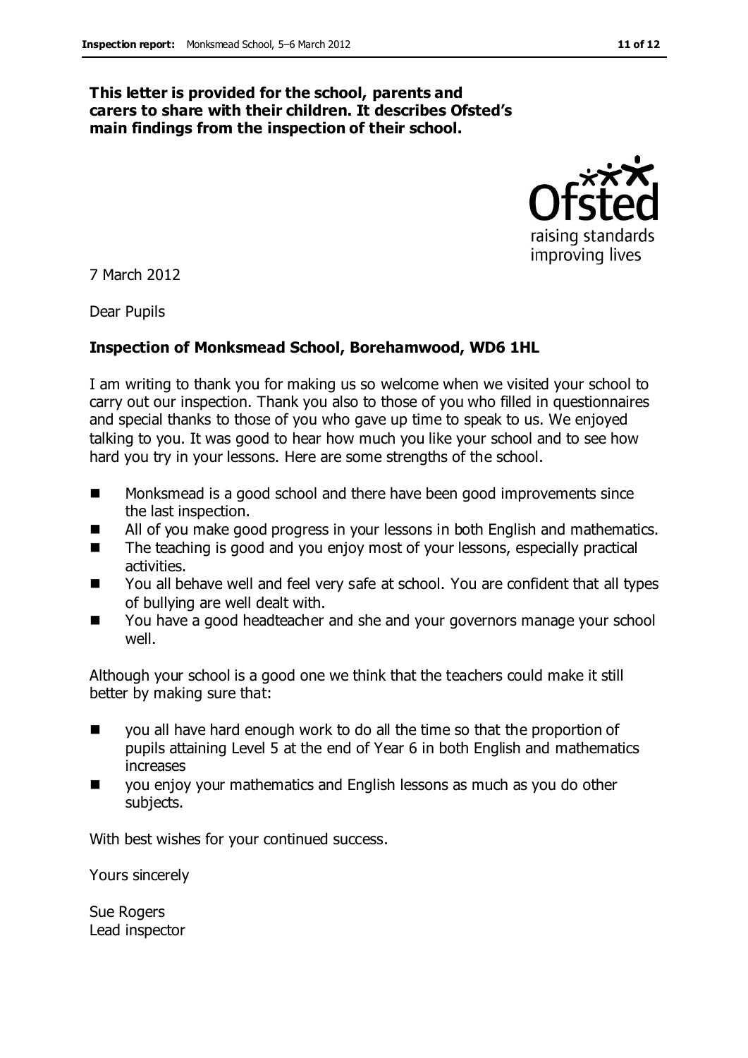**This letter is provided for the school, parents and carers to share with their children. It describes Ofsted's main findings from the inspection of their school.**

7 March 2012

Dear Pupils

**Inspection of Monksmead School, Borehamwood, WD6 1HL**

I am writing to thank you for making us so welcome when we visited your school to carry out our inspection. Thank you also to those of you who filled in questionnaires and special thanks to those of you who gave up time to speak to us. We enjoyed talking to you. It was good to hear how much you like your school and to see how hard you try in your lessons. Here are some strengths of the school.

- Monksmead is a good school and there have been good improvements since the last inspection.
- All of you make good progress in your lessons in both English and mathematics.
- The teaching is good and you enjoy most of your lessons, especially practical activities.
- You all behave well and feel very safe at school. You are confident that all types of bullying are well dealt with.
- You have a good headteacher and she and your governors manage your school well.

Although your school is a good one we think that the teachers could make it still better by making sure that:

- you all have hard enough work to do all the time so that the proportion of pupils attaining Level 5 at the end of Year 6 in both English and mathematics increases
- you enjoy your mathematics and English lessons as much as you do other subjects.

With best wishes for your continued success.

Yours sincerely

Sue Rogers
Lead inspector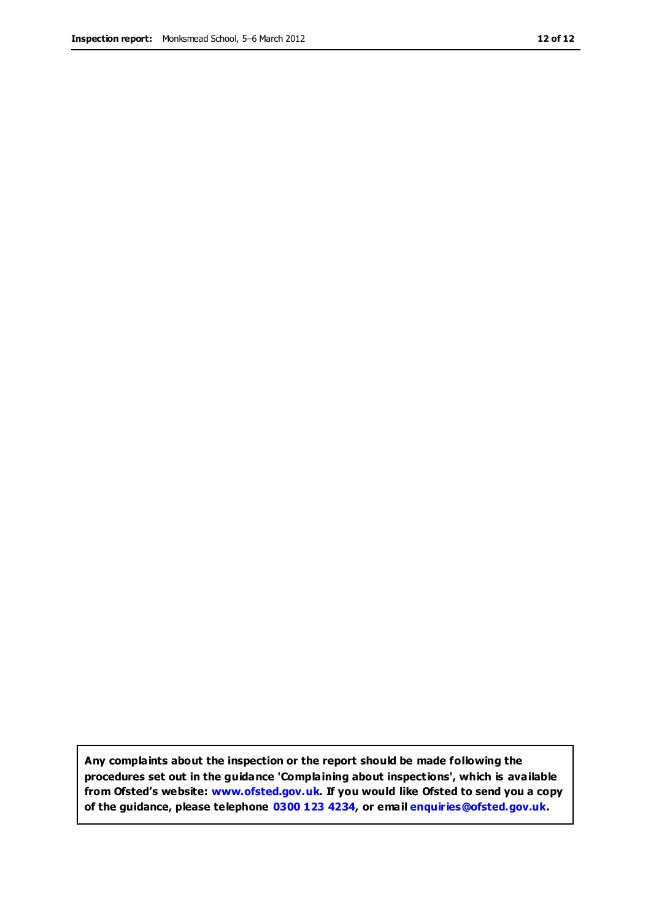**Any complaints about the inspection or the report should be made following the procedures set out in the guidance 'Complaining about inspections', which is available from Ofsted's website: www.ofsted.gov.uk. If you would like Ofsted to send you a copy of the guidance, please telephone 0300 123 4234, or email enquiries@ofsted.gov.uk.**